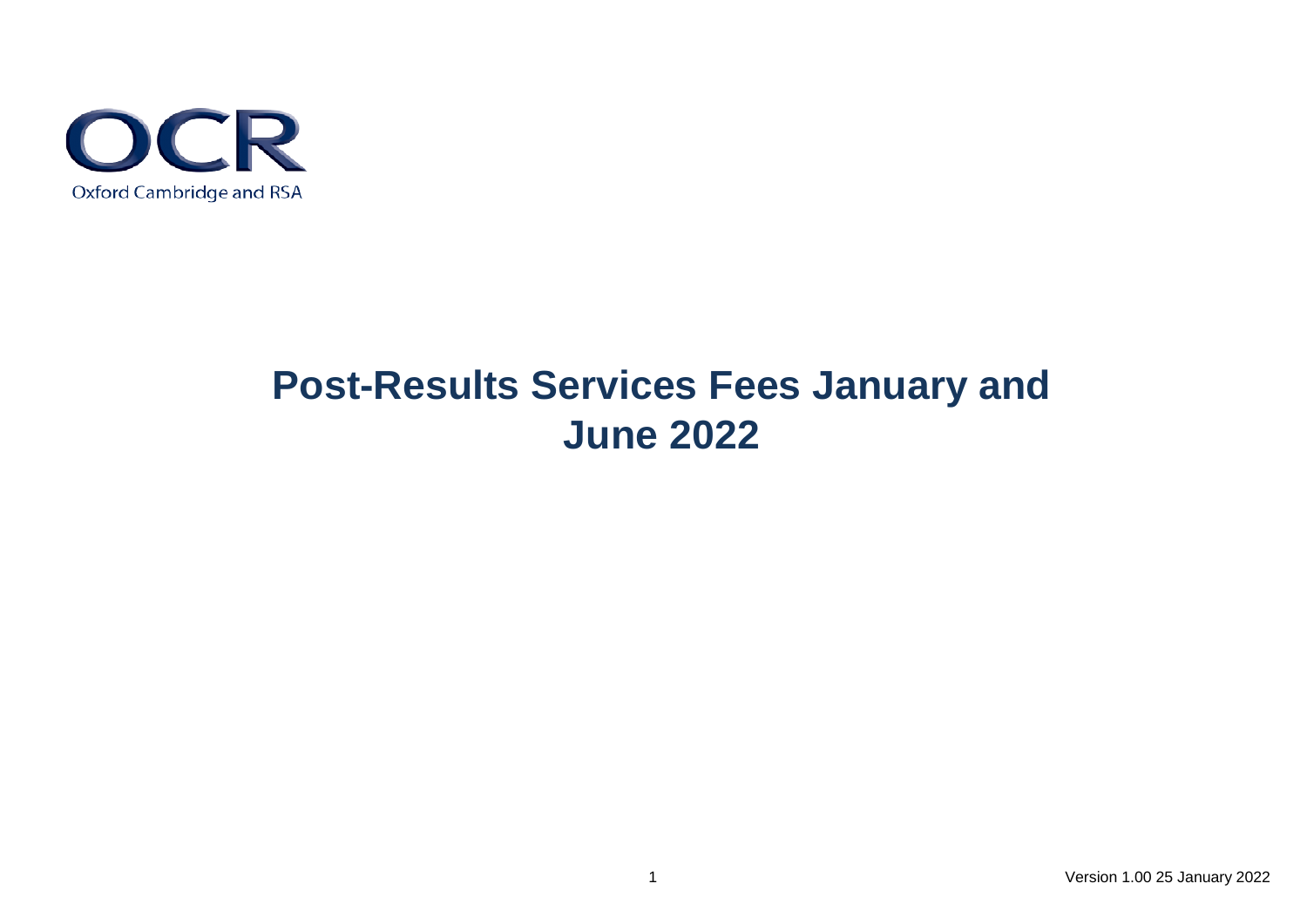OCR

Oxford Cambridge and RSA

# Post-Results Services Fees January and June 2022

Version 1.00 25 January 2022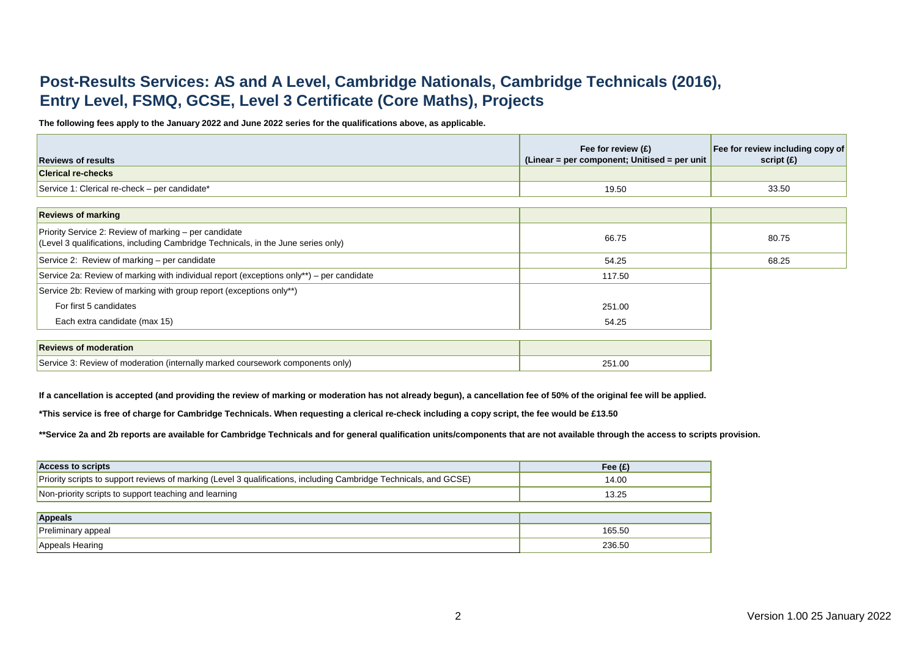# Post-Results Services: AS and A Level, Cambridge Nationals, Cambridge Technicals (2016), Entry Level, FSMQ, GCSE, Level 3 Certificate (Core Maths), Projects

**The following fees apply to the January 2022 and June 2022 series for the qualifications above, as applicable.**

| Reviews of results | Fee for review (£) (Linear = per component; Unitised = per unit | Fee for review including copy of script (£) |
|---|---|---|
| **Clerical re-checks** | | |
| Service 1: Clerical re-check – per candidate* | 19.50 | 33.50 |

| **Reviews of marking** | | |
|---|---|---|
| Priority Service 2: Review of marking – per candidate (Level 3 qualifications, including Cambridge Technicals, in the June series only) | 66.75 | 80.75 |
| Service 2: Review of marking – per candidate | 54.25 | 68.25 |
| Service 2a: Review of marking with individual report (exceptions only**) – per candidate | 117.50 | |
| Service 2b: Review of marking with group report (exceptions only**) | | |
| For first 5 candidates | 251.00 | |
| Each extra candidate (max 15) | 54.25 | |

| **Reviews of moderation** | |
|---|---|
| Service 3: Review of moderation (internally marked coursework components only) | 251.00 |

**If a cancellation is accepted (and providing the review of marking or moderation has not already begun), a cancellation fee of 50% of the original fee will be applied.**

***This service is free of charge for Cambridge Technicals. When requesting a clerical re-check including a copy script, the fee would be £13.50**

****Service 2a and 2b reports are available for Cambridge Technicals and for general qualification units/components that are not available through the access to scripts provision.**

| Access to scripts | Fee (£) |
|---|---|
| Priority scripts to support reviews of marking (Level 3 qualifications, including Cambridge Technicals, and GCSE) | 14.00 |
| Non-priority scripts to support teaching and learning | 13.25 |

| Appeals | |
|---|---|
| Preliminary appeal | 165.50 |
| Appeals Hearing | 236.50 |

Version 1.00 25 January 2022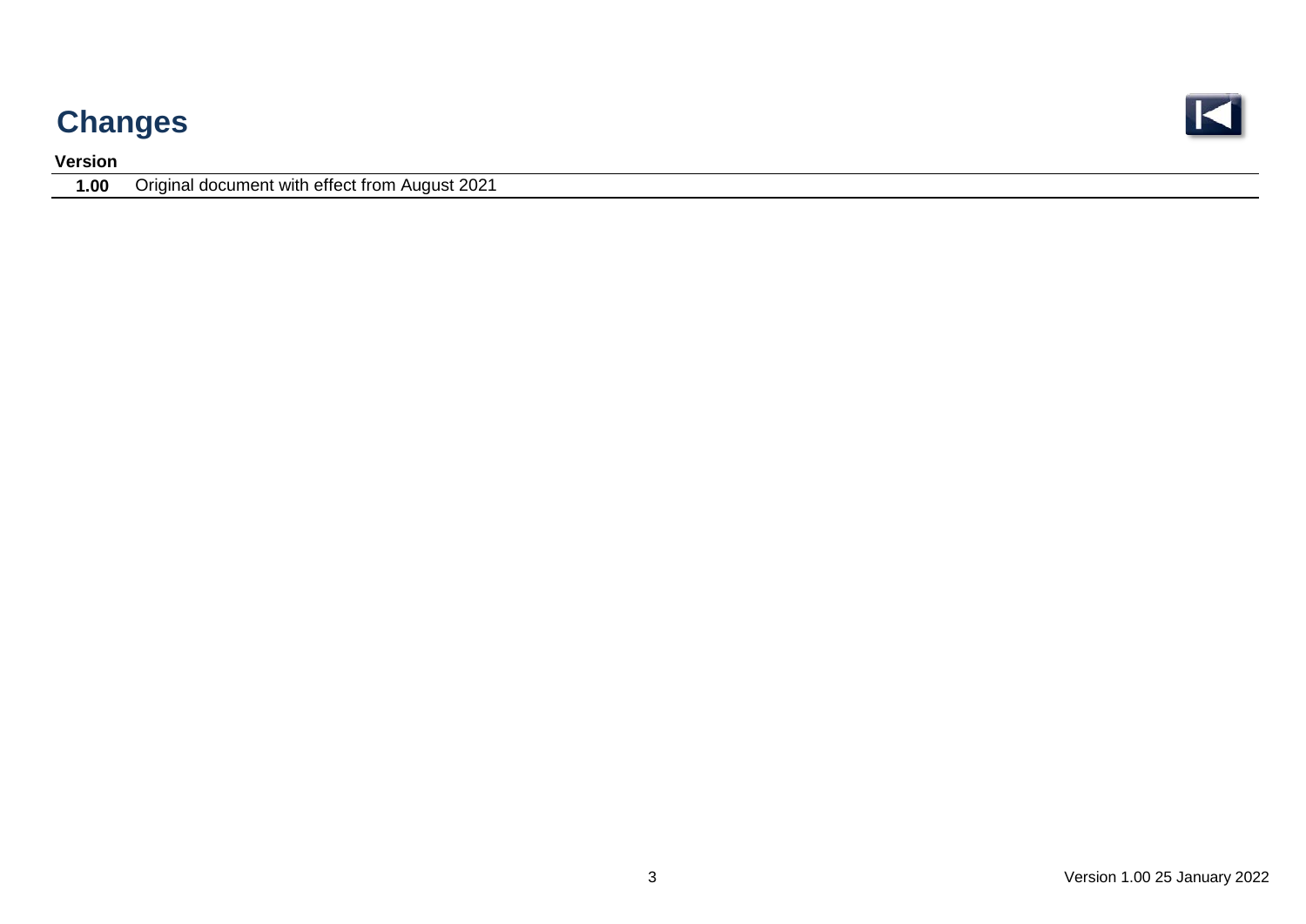# Changes

| Version | |
|---|---|
| **1.00** | Original document with effect from August 2021 |